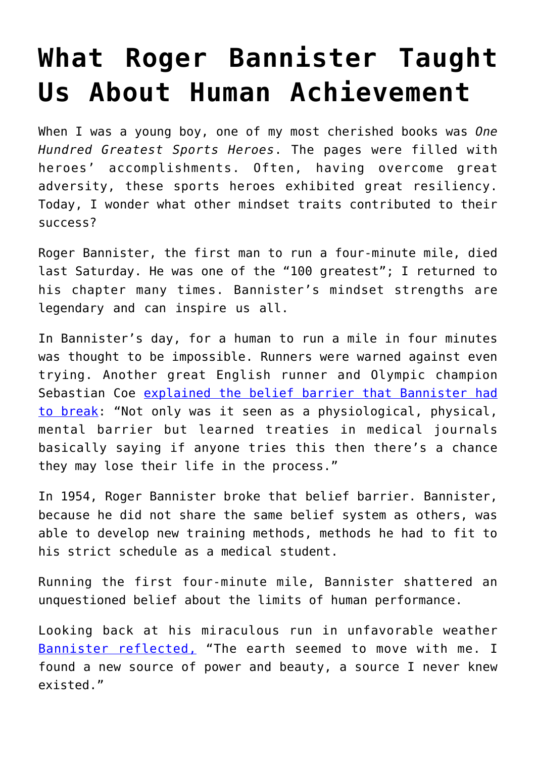# What Roger Bannister Taught Us About Human Achievement

When I was a young boy, one of my most cherished books was *One Hundred Greatest Sports Heroes*. The pages were filled with heroes' accomplishments. Often, having overcome great adversity, these sports heroes exhibited great resiliency. Today, I wonder what other mindset traits contributed to their success?

Roger Bannister, the first man to run a four-minute mile, died last Saturday. He was one of the "100 greatest"; I returned to his chapter many times. Bannister's mindset strengths are legendary and can inspire us all.

In Bannister's day, for a human to run a mile in four minutes was thought to be impossible. Runners were warned against even trying. Another great English runner and Olympic champion Sebastian Coe explained the belief barrier that Bannister had to break: "Not only was it seen as a physiological, physical, mental barrier but learned treaties in medical journals basically saying if anyone tries this then there's a chance they may lose their life in the process."

In 1954, Roger Bannister broke that belief barrier. Bannister, because he did not share the same belief system as others, was able to develop new training methods, methods he had to fit to his strict schedule as a medical student.

Running the first four-minute mile, Bannister shattered an unquestioned belief about the limits of human performance.

Looking back at his miraculous run in unfavorable weather Bannister reflected, "The earth seemed to move with me. I found a new source of power and beauty, a source I never knew existed."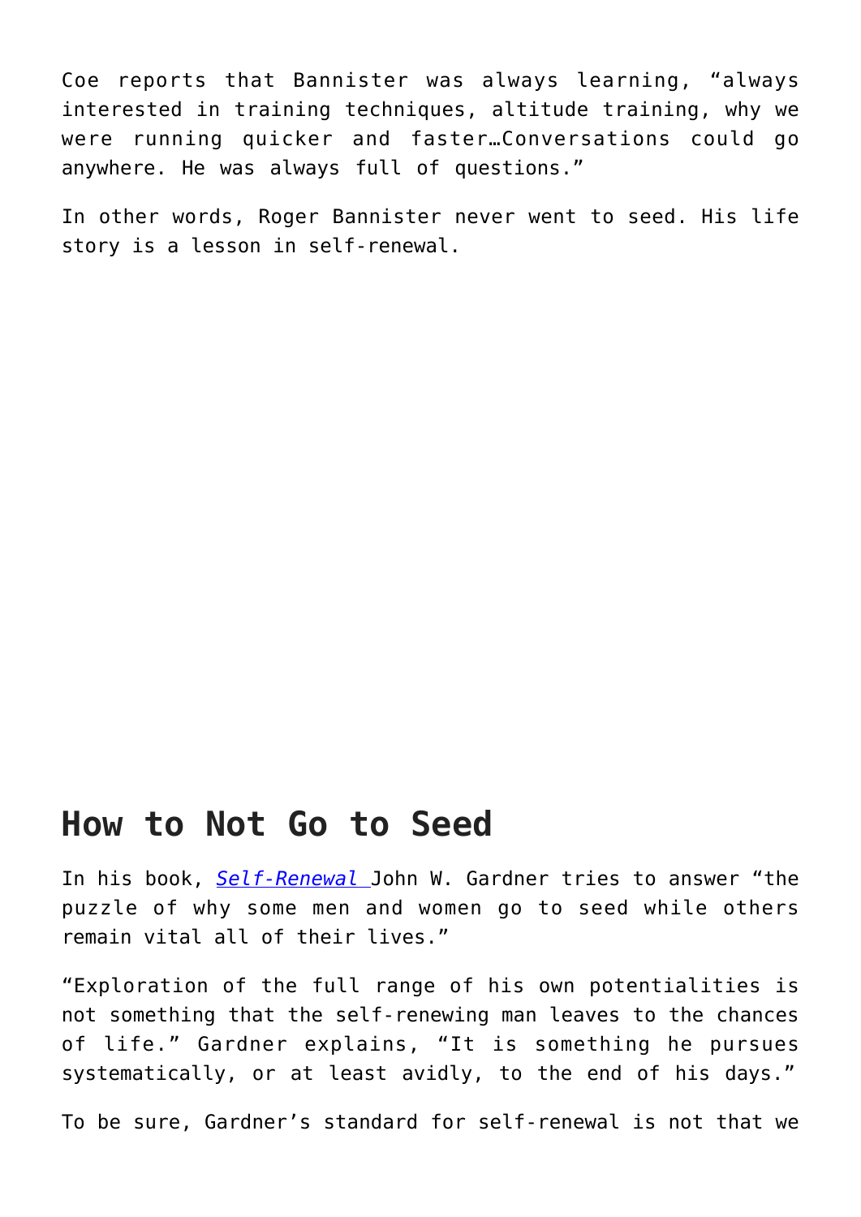Coe reports that Bannister was always learning, "always interested in training techniques, altitude training, why we were running quicker and faster…Conversations could go anywhere. He was always full of questions."

In other words, Roger Bannister never went to seed. His life story is a lesson in self-renewal.

## How to Not Go to Seed

In his book, *Self-Renewal* John W. Gardner tries to answer "the puzzle of why some men and women go to seed while others remain vital all of their lives."

"Exploration of the full range of his own potentialities is not something that the self-renewing man leaves to the chances of life." Gardner explains, "It is something he pursues systematically, or at least avidly, to the end of his days."

To be sure, Gardner's standard for self-renewal is not that we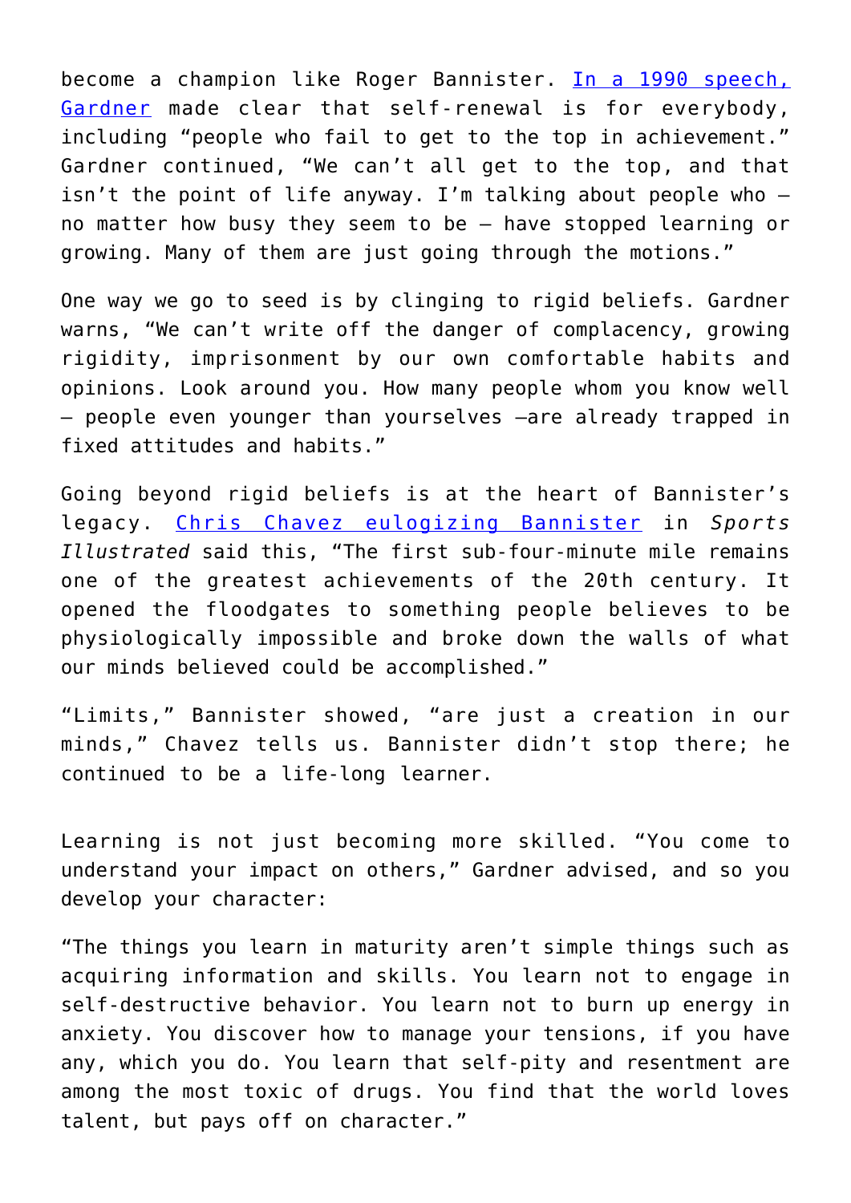become a champion like Roger Bannister. [In a 1990 speech, Gardner](#) made clear that self-renewal is for everybody, including "people who fail to get to the top in achievement." Gardner continued, "We can't all get to the top, and that isn't the point of life anyway. I'm talking about people who – no matter how busy they seem to be – have stopped learning or growing. Many of them are just going through the motions."

One way we go to seed is by clinging to rigid beliefs. Gardner warns, "We can't write off the danger of complacency, growing rigidity, imprisonment by our own comfortable habits and opinions. Look around you. How many people whom you know well – people even younger than yourselves –are already trapped in fixed attitudes and habits."

Going beyond rigid beliefs is at the heart of Bannister's legacy. [Chris Chavez eulogizing Bannister](#) in *Sports Illustrated* said this, "The first sub-four-minute mile remains one of the greatest achievements of the 20th century. It opened the floodgates to something people believes to be physiologically impossible and broke down the walls of what our minds believed could be accomplished."

"Limits," Bannister showed, "are just a creation in our minds," Chavez tells us. Bannister didn't stop there; he continued to be a life-long learner.

Learning is not just becoming more skilled. "You come to understand your impact on others," Gardner advised, and so you develop your character:

"The things you learn in maturity aren't simple things such as acquiring information and skills. You learn not to engage in self-destructive behavior. You learn not to burn up energy in anxiety. You discover how to manage your tensions, if you have any, which you do. You learn that self-pity and resentment are among the most toxic of drugs. You find that the world loves talent, but pays off on character."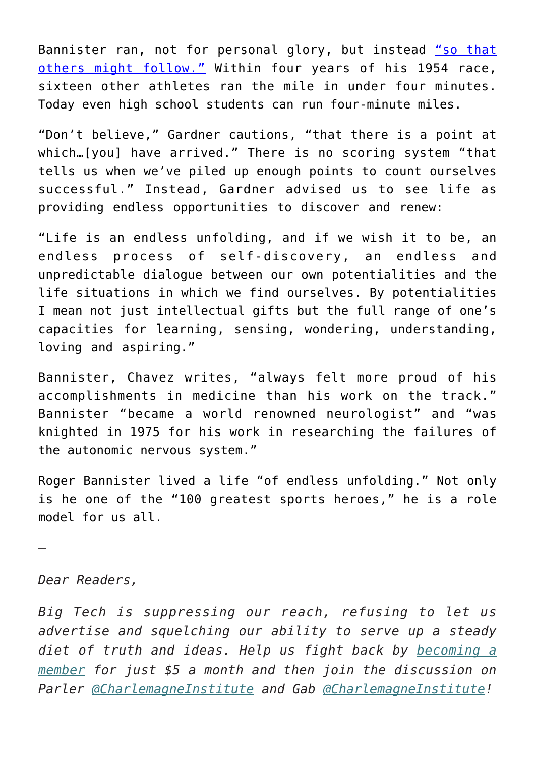Bannister ran, not for personal glory, but instead [“so that others might follow.”](#) Within four years of his 1954 race, sixteen other athletes ran the mile in under four minutes. Today even high school students can run four-minute miles.

“Don’t believe,” Gardner cautions, “that there is a point at which…[you] have arrived.” There is no scoring system “that tells us when we’ve piled up enough points to count ourselves successful.” Instead, Gardner advised us to see life as providing endless opportunities to discover and renew:

“Life is an endless unfolding, and if we wish it to be, an endless process of self-discovery, an endless and unpredictable dialogue between our own potentialities and the life situations in which we find ourselves. By potentialities I mean not just intellectual gifts but the full range of one’s capacities for learning, sensing, wondering, understanding, loving and aspiring.”

Bannister, Chavez writes, “always felt more proud of his accomplishments in medicine than his work on the track.” Bannister “became a world renowned neurologist” and “was knighted in 1975 for his work in researching the failures of the autonomic nervous system.”

Roger Bannister lived a life “of endless unfolding.” Not only is he one of the “100 greatest sports heroes,” he is a role model for us all.

—

*Dear Readers,*

*Big Tech is suppressing our reach, refusing to let us advertise and squelching our ability to serve up a steady diet of truth and ideas. Help us fight back by [becoming a member](#) for just $5 a month and then join the discussion on Parler [@CharlemagneInstitute](#) and Gab [@CharlemagneInstitute](#)!*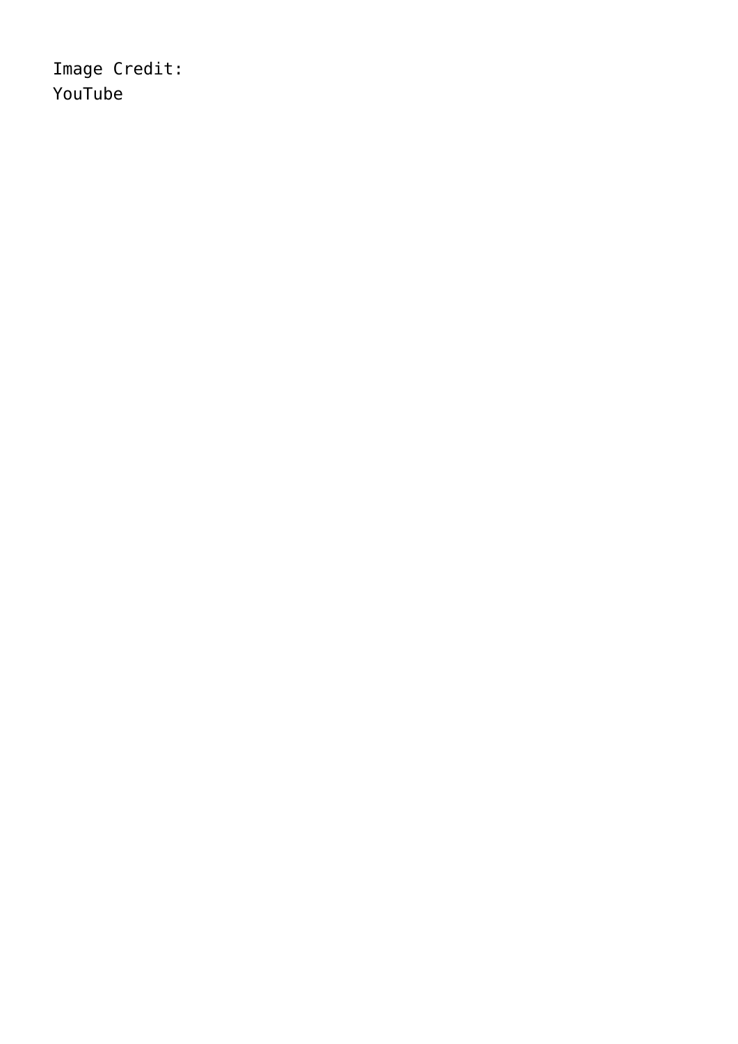Image Credit:
YouTube